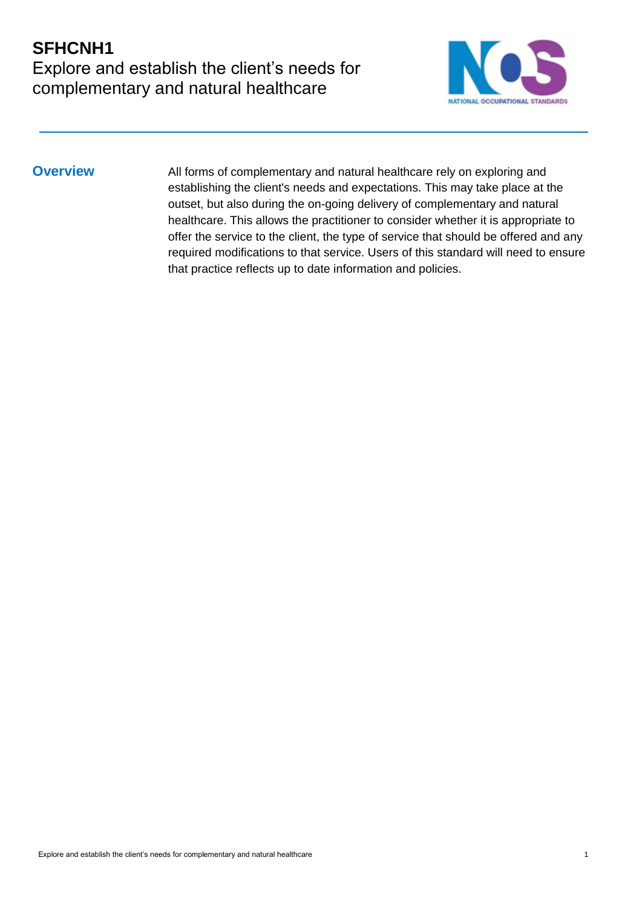# SFHCNH1
## Explore and establish the client's needs for complementary and natural healthcare

### Overview

All forms of complementary and natural healthcare rely on exploring and establishing the client's needs and expectations. This may take place at the outset, but also during the on-going delivery of complementary and natural healthcare. This allows the practitioner to consider whether it is appropriate to offer the service to the client, the type of service that should be offered and any required modifications to that service. Users of this standard will need to ensure that practice reflects up to date information and policies.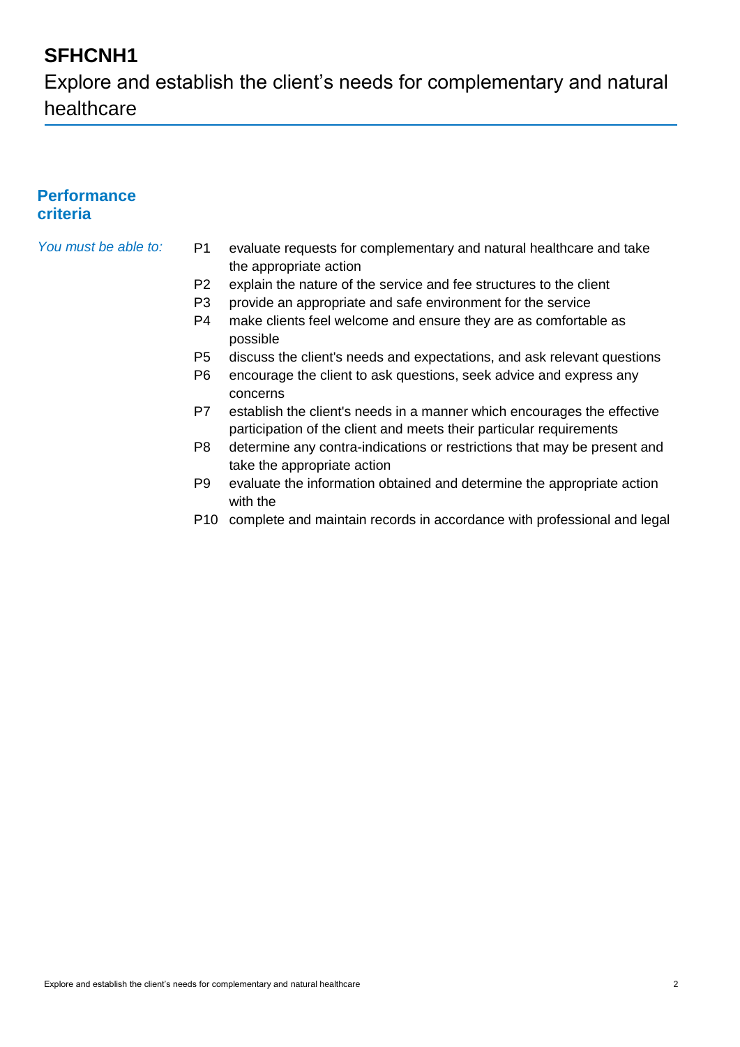# SFHCNH1

Explore and establish the client's needs for complementary and natural healthcare

## Performance criteria

*You must be able to:*

P1 evaluate requests for complementary and natural healthcare and take the appropriate action

P2 explain the nature of the service and fee structures to the client

P3 provide an appropriate and safe environment for the service

P4 make clients feel welcome and ensure they are as comfortable as possible

P5 discuss the client's needs and expectations, and ask relevant questions

P6 encourage the client to ask questions, seek advice and express any concerns

P7 establish the client's needs in a manner which encourages the effective participation of the client and meets their particular requirements

P8 determine any contra-indications or restrictions that may be present and take the appropriate action

P9 evaluate the information obtained and determine the appropriate action with the

P10 complete and maintain records in accordance with professional and legal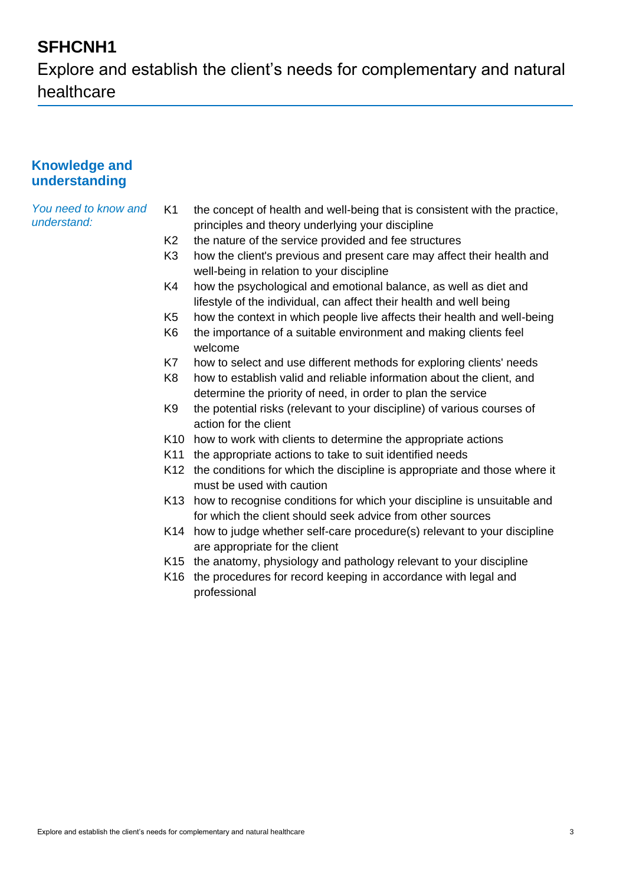# SFHCNH1

Explore and establish the client's needs for complementary and natural healthcare

## Knowledge and understanding

*You need to know and understand:*

| | |
|---|---|
| K1 | the concept of health and well-being that is consistent with the practice, principles and theory underlying your discipline |
| K2 | the nature of the service provided and fee structures |
| K3 | how the client's previous and present care may affect their health and well-being in relation to your discipline |
| K4 | how the psychological and emotional balance, as well as diet and lifestyle of the individual, can affect their health and well being |
| K5 | how the context in which people live affects their health and well-being |
| K6 | the importance of a suitable environment and making clients feel welcome |
| K7 | how to select and use different methods for exploring clients' needs |
| K8 | how to establish valid and reliable information about the client, and determine the priority of need, in order to plan the service |
| K9 | the potential risks (relevant to your discipline) of various courses of action for the client |
| K10 | how to work with clients to determine the appropriate actions |
| K11 | the appropriate actions to take to suit identified needs |
| K12 | the conditions for which the discipline is appropriate and those where it must be used with caution |
| K13 | how to recognise conditions for which your discipline is unsuitable and for which the client should seek advice from other sources |
| K14 | how to judge whether self-care procedure(s) relevant to your discipline are appropriate for the client |
| K15 | the anatomy, physiology and pathology relevant to your discipline |
| K16 | the procedures for record keeping in accordance with legal and professional |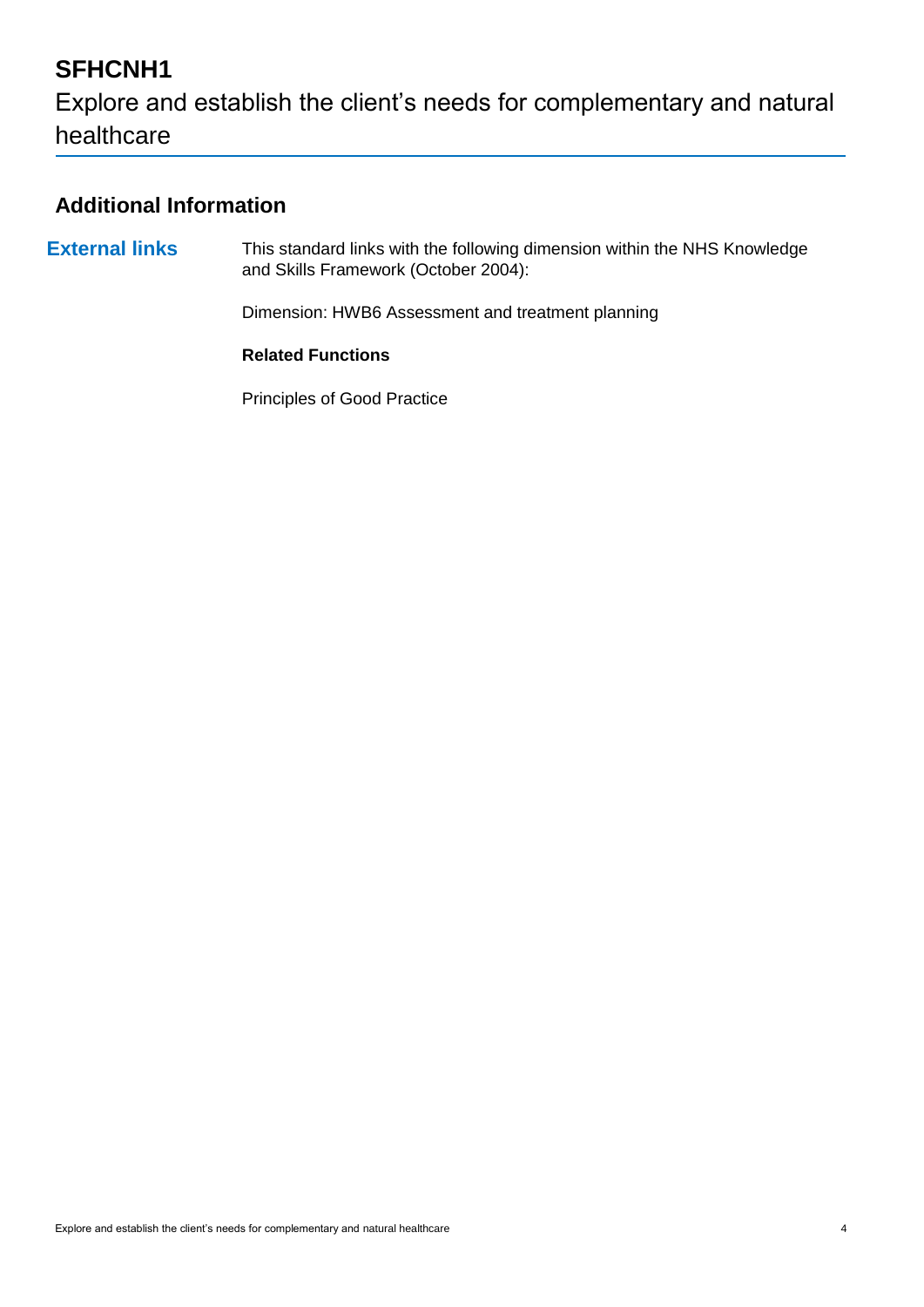# SFHCNH1

Explore and establish the client's needs for complementary and natural healthcare

## Additional Information

**External links**

This standard links with the following dimension within the NHS Knowledge and Skills Framework (October 2004):

Dimension: HWB6 Assessment and treatment planning

**Related Functions**

Principles of Good Practice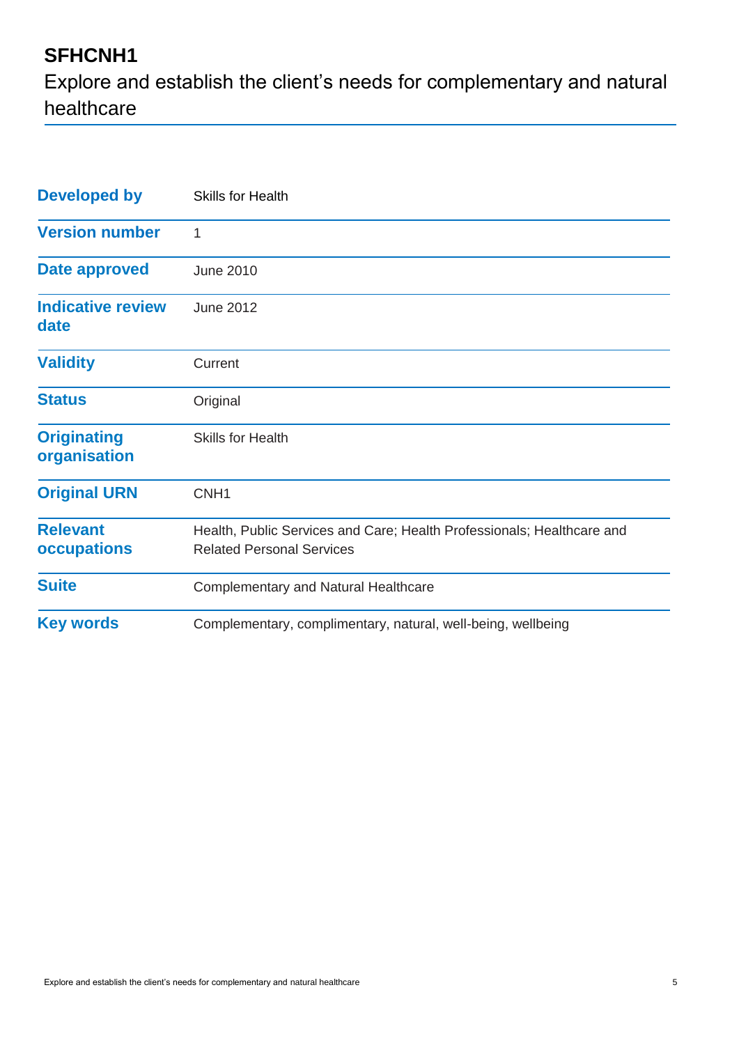# SFHCNH1

Explore and establish the client's needs for complementary and natural healthcare

| | |
|---|---|
| **Developed by** | Skills for Health |
| **Version number** | 1 |
| **Date approved** | June 2010 |
| **Indicative review date** | June 2012 |
| **Validity** | Current |
| **Status** | Original |
| **Originating organisation** | Skills for Health |
| **Original URN** | CNH1 |
| **Relevant occupations** | Health, Public Services and Care; Health Professionals; Healthcare and Related Personal Services |
| **Suite** | Complementary and Natural Healthcare |
| **Key words** | Complementary, complimentary, natural, well-being, wellbeing |